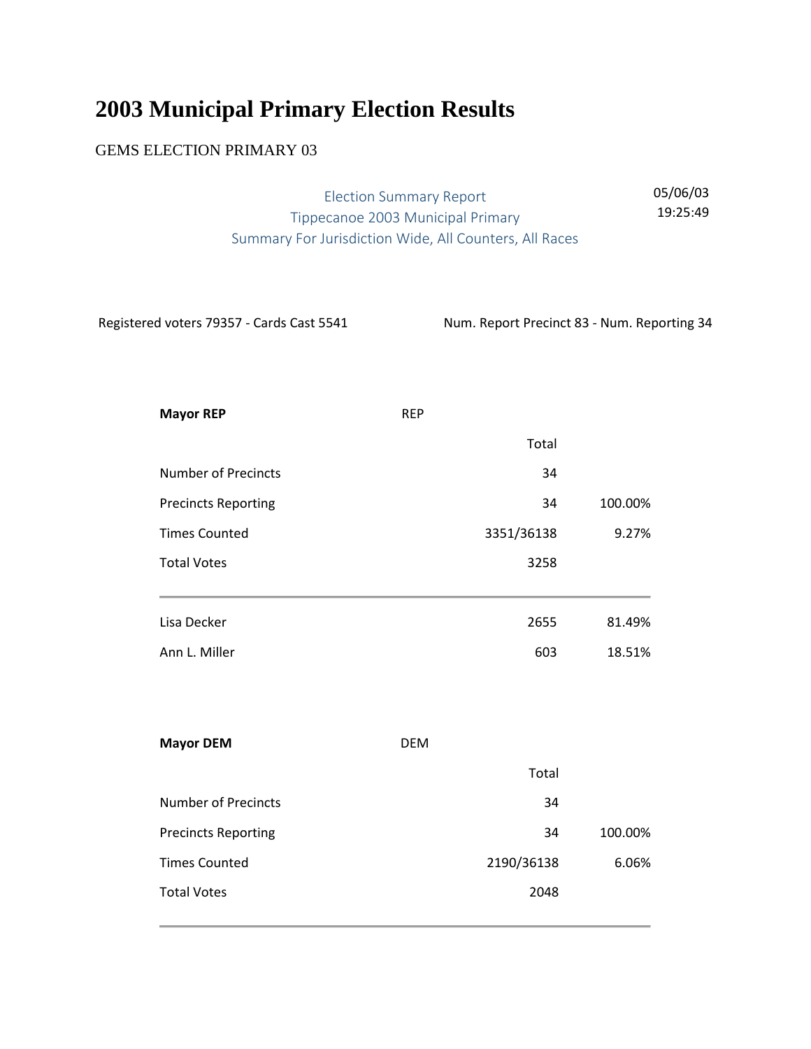# 2003 Municipal Primary Election Results

GEMS ELECTION PRIMARY 03

Election Summary Report
Tippecanoe 2003 Municipal Primary
Summary For Jurisdiction Wide, All Counters, All Races

05/06/03
19:25:49

Registered voters 79357 - Cards Cast 5541

Num. Report Precinct 83 - Num. Reporting 34

| **Mayor REP** | REP | |
|---|---|---|
| | Total | |
| Number of Precincts | 34 | |
| Precincts Reporting | 34 | 100.00% |
| Times Counted | 3351/36138 | 9.27% |
| Total Votes | 3258 | |
| Lisa Decker | 2655 | 81.49% |
| Ann L. Miller | 603 | 18.51% |

| **Mayor DEM** | DEM | |
|---|---|---|
| | Total | |
| Number of Precincts | 34 | |
| Precincts Reporting | 34 | 100.00% |
| Times Counted | 2190/36138 | 6.06% |
| Total Votes | 2048 | |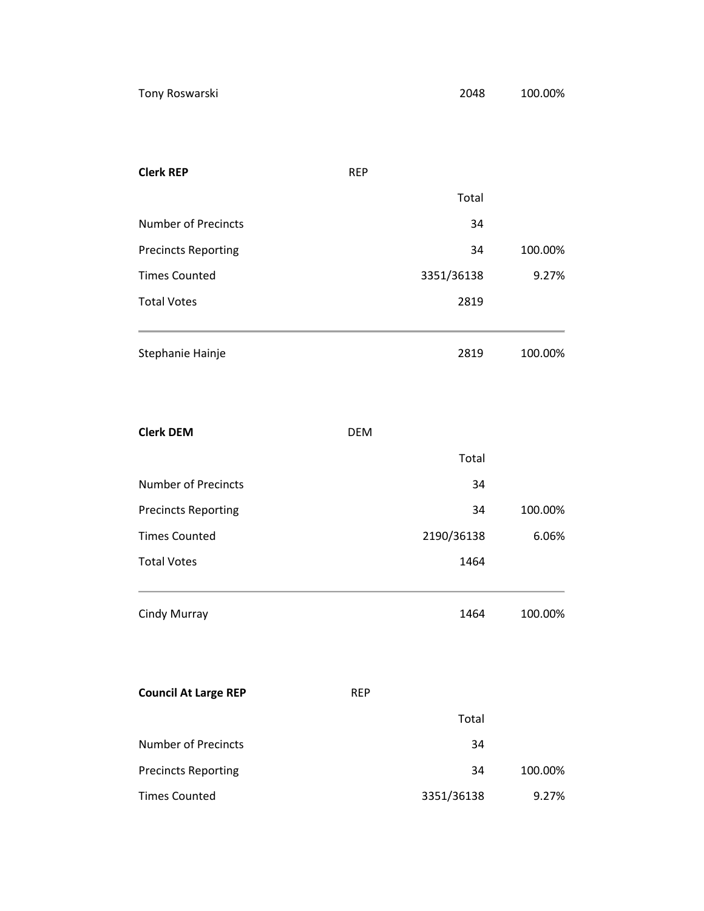| Tony Roswarski | | 2048 | 100.00% |
|---|---|---|---|

**Clerk REP** REP

| | Total | |
|---|---|---|
| Number of Precincts | 34 | |
| Precincts Reporting | 34 | 100.00% |
| Times Counted | 3351/36138 | 9.27% |
| Total Votes | 2819 | |
| Stephanie Hainje | 2819 | 100.00% |

**Clerk DEM** DEM

| | Total | |
|---|---|---|
| Number of Precincts | 34 | |
| Precincts Reporting | 34 | 100.00% |
| Times Counted | 2190/36138 | 6.06% |
| Total Votes | 1464 | |
| Cindy Murray | 1464 | 100.00% |

**Council At Large REP** REP

| | Total | |
|---|---|---|
| Number of Precincts | 34 | |
| Precincts Reporting | 34 | 100.00% |
| Times Counted | 3351/36138 | 9.27% |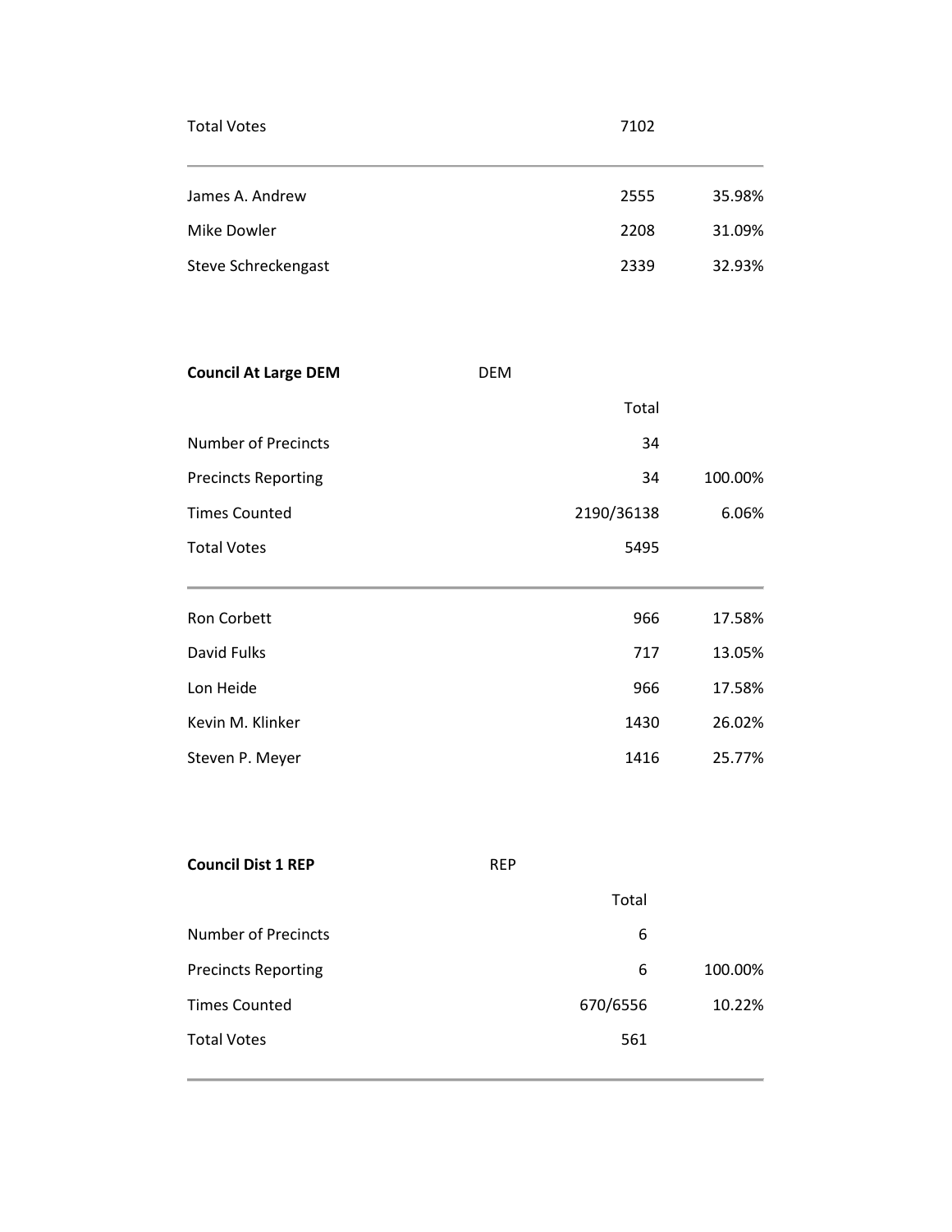| | | |
|---|---|---|
| Total Votes | 7102 | |
| James A. Andrew | 2555 | 35.98% |
| Mike Dowler | 2208 | 31.09% |
| Steve Schreckengast | 2339 | 32.93% |

**Council At Large DEM** DEM

| | Total | |
|---|---|---|
| Number of Precincts | 34 | |
| Precincts Reporting | 34 | 100.00% |
| Times Counted | 2190/36138 | 6.06% |
| Total Votes | 5495 | |
| Ron Corbett | 966 | 17.58% |
| David Fulks | 717 | 13.05% |
| Lon Heide | 966 | 17.58% |
| Kevin M. Klinker | 1430 | 26.02% |
| Steven P. Meyer | 1416 | 25.77% |

**Council Dist 1 REP** REP

| | Total | |
|---|---|---|
| Number of Precincts | 6 | |
| Precincts Reporting | 6 | 100.00% |
| Times Counted | 670/6556 | 10.22% |
| Total Votes | 561 | |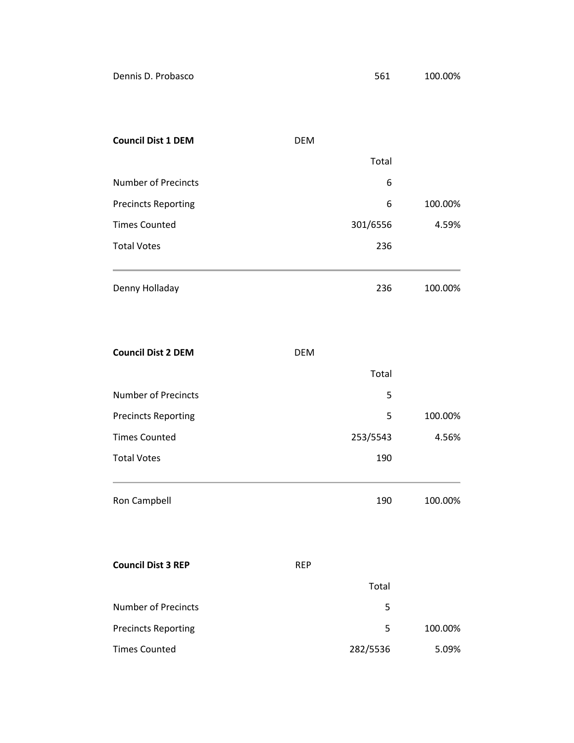| | | |
|---|---|---|
| Dennis D. Probasco | 561 | 100.00% |

**Council Dist 1 DEM** DEM

| | Total | |
|---|---|---|
| Number of Precincts | 6 | |
| Precincts Reporting | 6 | 100.00% |
| Times Counted | 301/6556 | 4.59% |
| Total Votes | 236 | |
| Denny Holladay | 236 | 100.00% |

**Council Dist 2 DEM** DEM

| | Total | |
|---|---|---|
| Number of Precincts | 5 | |
| Precincts Reporting | 5 | 100.00% |
| Times Counted | 253/5543 | 4.56% |
| Total Votes | 190 | |
| Ron Campbell | 190 | 100.00% |

**Council Dist 3 REP** REP

| | Total | |
|---|---|---|
| Number of Precincts | 5 | |
| Precincts Reporting | 5 | 100.00% |
| Times Counted | 282/5536 | 5.09% |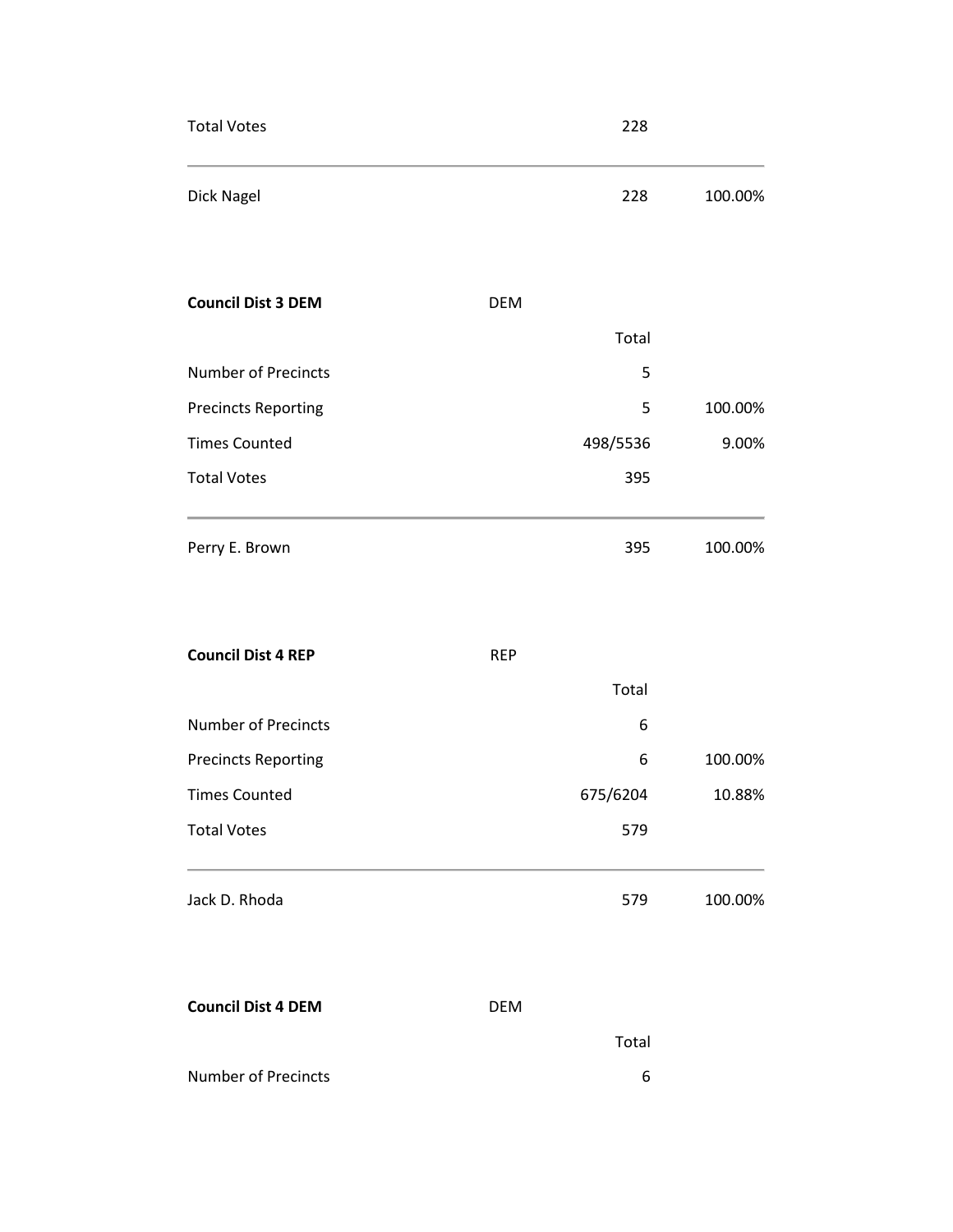| | | | |
|---|---|---|---|
| Total Votes | | 228 | |
| Dick Nagel | | 228 | 100.00% |

| **Council Dist 3 DEM** | DEM | | |
|---|---|---|---|
| | | Total | |
| Number of Precincts | | 5 | |
| Precincts Reporting | | 5 | 100.00% |
| Times Counted | | 498/5536 | 9.00% |
| Total Votes | | 395 | |
| Perry E. Brown | | 395 | 100.00% |

| **Council Dist 4 REP** | REP | | |
|---|---|---|---|
| | | Total | |
| Number of Precincts | | 6 | |
| Precincts Reporting | | 6 | 100.00% |
| Times Counted | | 675/6204 | 10.88% |
| Total Votes | | 579 | |
| Jack D. Rhoda | | 579 | 100.00% |

| **Council Dist 4 DEM** | DEM | | |
|---|---|---|---|
| | | Total | |
| Number of Precincts | | 6 | |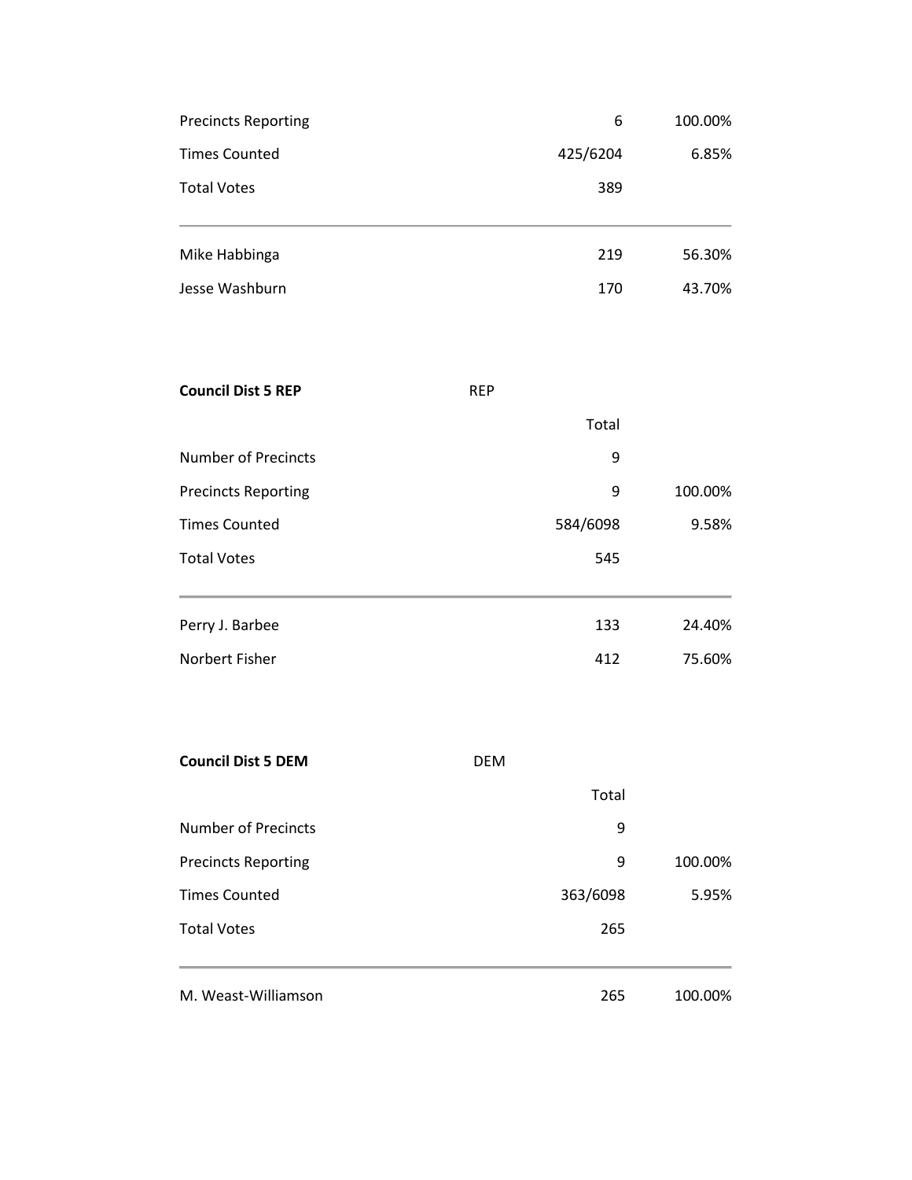| | | |
|---|---|---|
| Precincts Reporting | 6 | 100.00% |
| Times Counted | 425/6204 | 6.85% |
| Total Votes | 389 | |

| | | |
|---|---|---|
| Mike Habbinga | 219 | 56.30% |
| Jesse Washburn | 170 | 43.70% |

**Council Dist 5 REP** REP

| | Total | |
|---|---|---|
| Number of Precincts | 9 | |
| Precincts Reporting | 9 | 100.00% |
| Times Counted | 584/6098 | 9.58% |
| Total Votes | 545 | |

| | | |
|---|---|---|
| Perry J. Barbee | 133 | 24.40% |
| Norbert Fisher | 412 | 75.60% |

**Council Dist 5 DEM** DEM

| | Total | |
|---|---|---|
| Number of Precincts | 9 | |
| Precincts Reporting | 9 | 100.00% |
| Times Counted | 363/6098 | 5.95% |
| Total Votes | 265 | |

| | | |
|---|---|---|
| M. Weast-Williamson | 265 | 100.00% |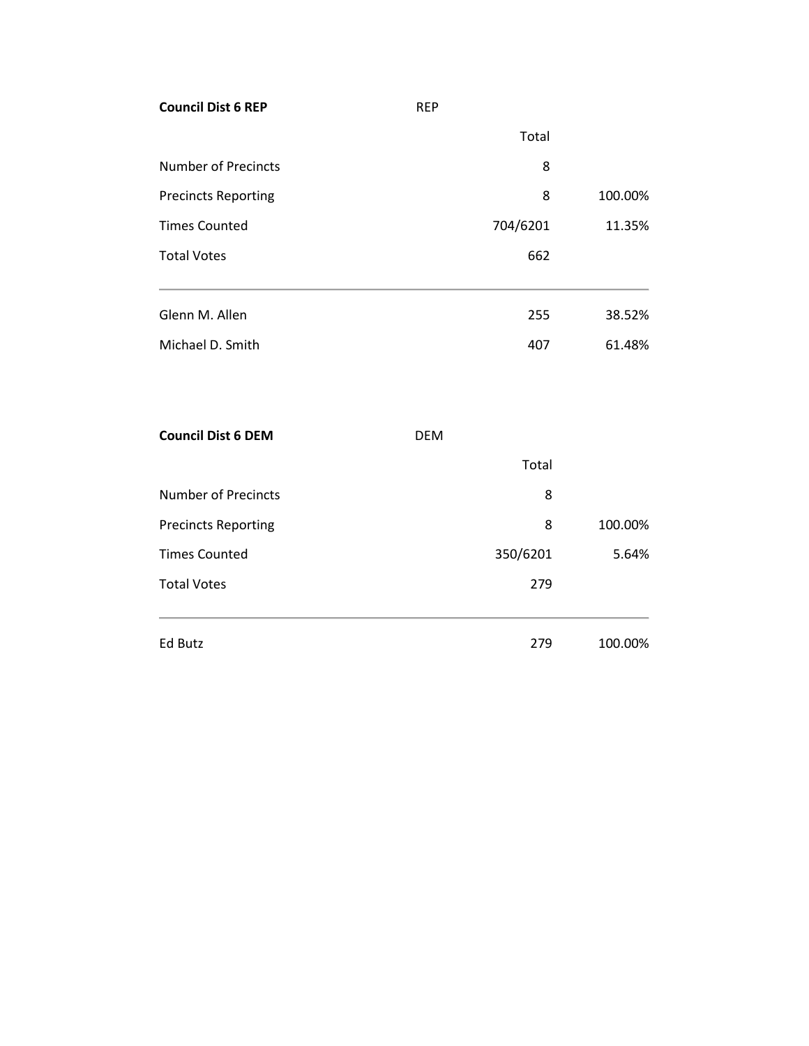| **Council Dist 6 REP** | REP | |
|---|---|---|
| | Total | |
| Number of Precincts | 8 | |
| Precincts Reporting | 8 | 100.00% |
| Times Counted | 704/6201 | 11.35% |
| Total Votes | 662 | |
| Glenn M. Allen | 255 | 38.52% |
| Michael D. Smith | 407 | 61.48% |

| **Council Dist 6 DEM** | DEM | |
|---|---|---|
| | Total | |
| Number of Precincts | 8 | |
| Precincts Reporting | 8 | 100.00% |
| Times Counted | 350/6201 | 5.64% |
| Total Votes | 279 | |
| Ed Butz | 279 | 100.00% |